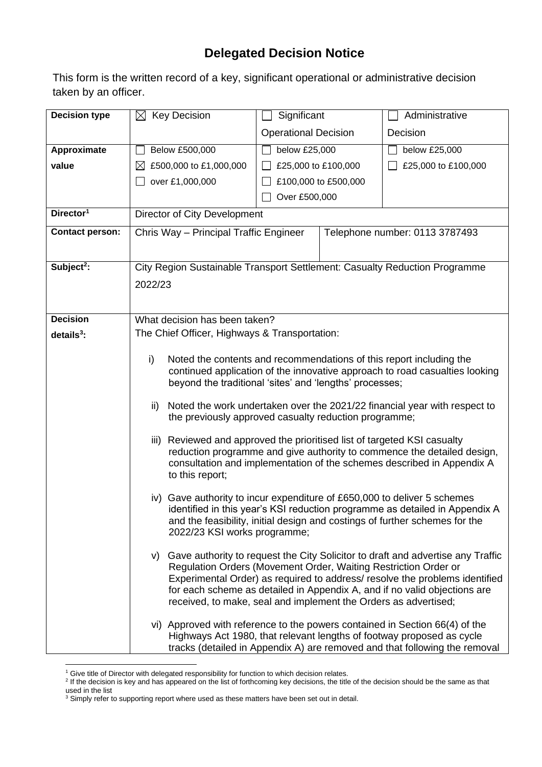# Delegated Decision Notice

This form is the written record of a key, significant operational or administrative decision taken by an officer.

| Decision type | ☒ Key Decision | ☐ Significant Operational Decision | | ☐ Administrative Decision |
|---|---|---|---|---|
| Approximate value | ☐ Below £500,000<br>☒ £500,000 to £1,000,000<br>☐ over £1,000,000 | ☐ below £25,000<br>☐ £25,000 to £100,000<br>☐ £100,000 to £500,000<br>☐ Over £500,000 | | ☐ below £25,000<br>☐ £25,000 to £100,000 |
| Director[1] | Director of City Development | | | |
| Contact person: | Chris Way – Principal Traffic Engineer | | Telephone number: 0113 3787493 | |
| Subject[2]: | City Region Sustainable Transport Settlement: Casualty Reduction Programme 2022/23 | | | |
| Decision details[3]: | What decision has been taken?<br>The Chief Officer, Highways & Transportation:<br><br>i) Noted the contents and recommendations of this report including the continued application of the innovative approach to road casualties looking beyond the traditional 'sites' and 'lengths' processes;<br><br>ii) Noted the work undertaken over the 2021/22 financial year with respect to the previously approved casualty reduction programme;<br><br>iii) Reviewed and approved the prioritised list of targeted KSI casualty reduction programme and give authority to commence the detailed design, consultation and implementation of the schemes described in Appendix A to this report;<br><br>iv) Gave authority to incur expenditure of £650,000 to deliver 5 schemes identified in this year's KSI reduction programme as detailed in Appendix A and the feasibility, initial design and costings of further schemes for the 2022/23 KSI works programme;<br><br>v) Gave authority to request the City Solicitor to draft and advertise any Traffic Regulation Orders (Movement Order, Waiting Restriction Order or Experimental Order) as required to address/ resolve the problems identified for each scheme as detailed in Appendix A, and if no valid objections are received, to make, seal and implement the Orders as advertised;<br><br>vi) Approved with reference to the powers contained in Section 66(4) of the Highways Act 1980, that relevant lengths of footway proposed as cycle tracks (detailed in Appendix A) are removed and that following the removal | | | |

[1] Give title of Director with delegated responsibility for function to which decision relates.
[2] If the decision is key and has appeared on the list of forthcoming key decisions, the title of the decision should be the same as that used in the list
[3] Simply refer to supporting report where used as these matters have been set out in detail.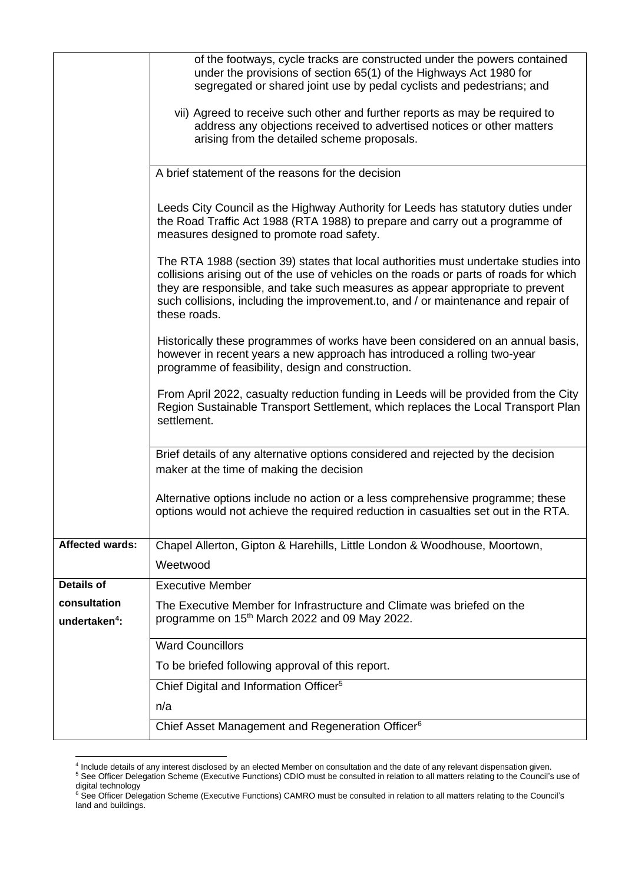| | |
|---|---|
| | of the footways, cycle tracks are constructed under the powers contained under the provisions of section 65(1) of the Highways Act 1980 for segregated or shared joint use by pedal cyclists and pedestrians; and<br><br>vii) Agreed to receive such other and further reports as may be required to address any objections received to advertised notices or other matters arising from the detailed scheme proposals. |
| | A brief statement of the reasons for the decision<br><br>Leeds City Council as the Highway Authority for Leeds has statutory duties under the Road Traffic Act 1988 (RTA 1988) to prepare and carry out a programme of measures designed to promote road safety.<br><br>The RTA 1988 (section 39) states that local authorities must undertake studies into collisions arising out of the use of vehicles on the roads or parts of roads for which they are responsible, and take such measures as appear appropriate to prevent such collisions, including the improvement.to, and / or maintenance and repair of these roads.<br><br>Historically these programmes of works have been considered on an annual basis, however in recent years a new approach has introduced a rolling two-year programme of feasibility, design and construction.<br><br>From April 2022, casualty reduction funding in Leeds will be provided from the City Region Sustainable Transport Settlement, which replaces the Local Transport Plan settlement. |
| | Brief details of any alternative options considered and rejected by the decision maker at the time of making the decision<br><br>Alternative options include no action or a less comprehensive programme; these options would not achieve the required reduction in casualties set out in the RTA. |
| **Affected wards:** | Chapel Allerton, Gipton & Harehills, Little London & Woodhouse, Moortown, Weetwood |
| **Details of consultation undertaken[4]:** | Executive Member<br><br>The Executive Member for Infrastructure and Climate was briefed on the programme on 15th March 2022 and 09 May 2022. |
| | Ward Councillors<br><br>To be briefed following approval of this report. |
| | Chief Digital and Information Officer[5]<br><br>n/a |
| | Chief Asset Management and Regeneration Officer[6] |

[4] Include details of any interest disclosed by an elected Member on consultation and the date of any relevant dispensation given.

[5] See Officer Delegation Scheme (Executive Functions) CDIO must be consulted in relation to all matters relating to the Council's use of digital technology

[6] See Officer Delegation Scheme (Executive Functions) CAMRO must be consulted in relation to all matters relating to the Council's land and buildings.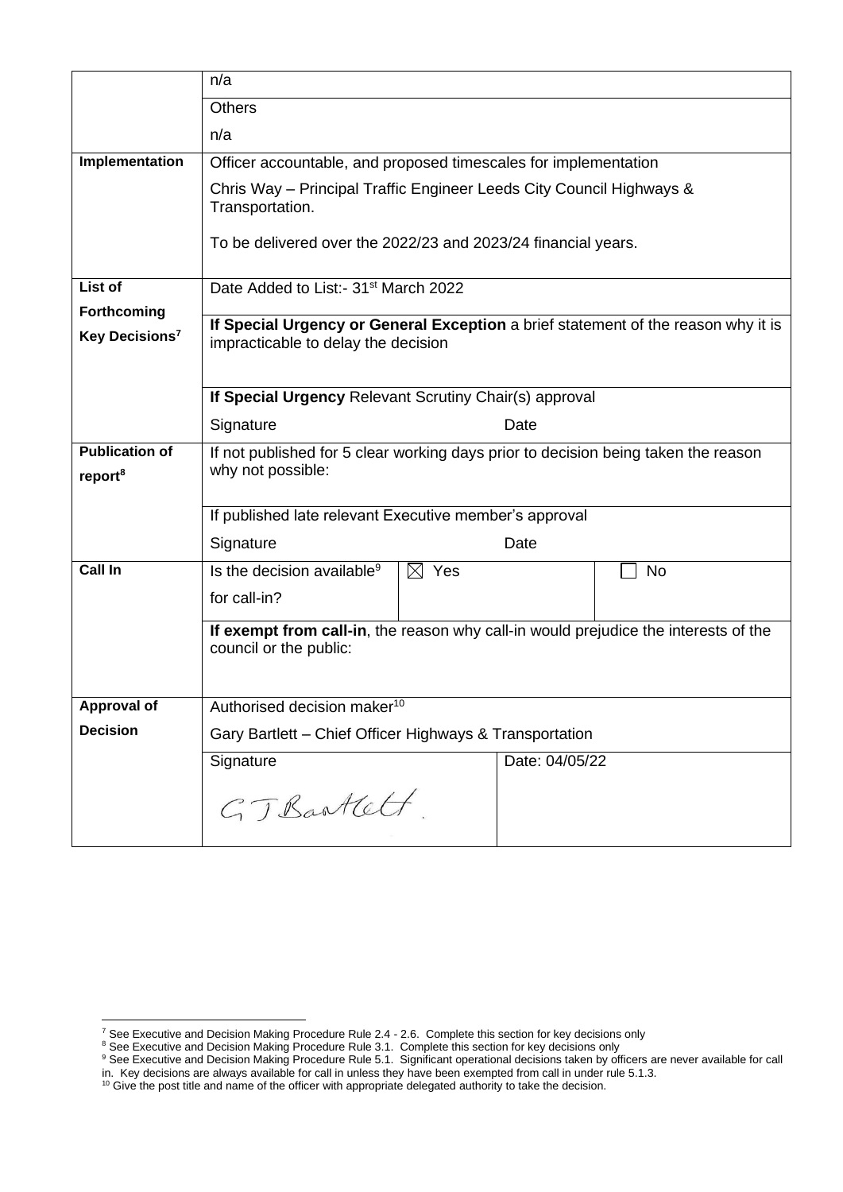| | | | | |
|---|---|---|---|---|
| | n/a | | | |
| | Others<br>n/a | | | |
| **Implementation** | Officer accountable, and proposed timescales for implementation<br>Chris Way – Principal Traffic Engineer Leeds City Council Highways & Transportation.<br>To be delivered over the 2022/23 and 2023/24 financial years. | | | |
| **List of Forthcoming Key Decisions**[7] | Date Added to List:- 31st March 2022 | | | |
| | **If Special Urgency or General Exception** a brief statement of the reason why it is impracticable to delay the decision | | | |
| | **If Special Urgency** Relevant Scrutiny Chair(s) approval | | | |
| | Signature | | Date | |
| **Publication of report**[8] | If not published for 5 clear working days prior to decision being taken the reason why not possible: | | | |
| | If published late relevant Executive member's approval | | | |
| | Signature | | Date | |
| **Call In** | Is the decision available[9] for call-in? | ☒ Yes | | ☐ No |
| | **If exempt from call-in**, the reason why call-in would prejudice the interests of the council or the public: | | | |
| **Approval of Decision** | Authorised decision maker[10]<br>Gary Bartlett – Chief Officer Highways & Transportation | | | |
| | Signature<br>GJ Bartlett | | Date: 04/05/22 | |

[7] See Executive and Decision Making Procedure Rule 2.4 - 2.6. Complete this section for key decisions only

[8] See Executive and Decision Making Procedure Rule 3.1. Complete this section for key decisions only

[9] See Executive and Decision Making Procedure Rule 5.1. Significant operational decisions taken by officers are never available for call in. Key decisions are always available for call in unless they have been exempted from call in under rule 5.1.3.

[10] Give the post title and name of the officer with appropriate delegated authority to take the decision.